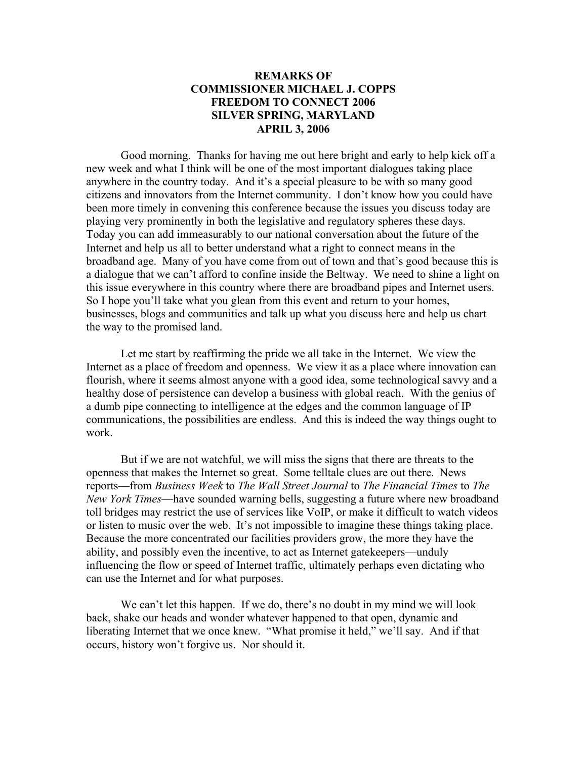**REMARKS OF**
**COMMISSIONER MICHAEL J. COPPS**
**FREEDOM TO CONNECT 2006**
**SILVER SPRING, MARYLAND**
**APRIL 3, 2006**

Good morning. Thanks for having me out here bright and early to help kick off a new week and what I think will be one of the most important dialogues taking place anywhere in the country today. And it's a special pleasure to be with so many good citizens and innovators from the Internet community. I don't know how you could have been more timely in convening this conference because the issues you discuss today are playing very prominently in both the legislative and regulatory spheres these days. Today you can add immeasurably to our national conversation about the future of the Internet and help us all to better understand what a right to connect means in the broadband age. Many of you have come from out of town and that's good because this is a dialogue that we can't afford to confine inside the Beltway. We need to shine a light on this issue everywhere in this country where there are broadband pipes and Internet users. So I hope you'll take what you glean from this event and return to your homes, businesses, blogs and communities and talk up what you discuss here and help us chart the way to the promised land.

Let me start by reaffirming the pride we all take in the Internet. We view the Internet as a place of freedom and openness. We view it as a place where innovation can flourish, where it seems almost anyone with a good idea, some technological savvy and a healthy dose of persistence can develop a business with global reach. With the genius of a dumb pipe connecting to intelligence at the edges and the common language of IP communications, the possibilities are endless. And this is indeed the way things ought to work.

But if we are not watchful, we will miss the signs that there are threats to the openness that makes the Internet so great. Some telltale clues are out there. News reports—from *Business Week* to *The Wall Street Journal* to *The Financial Times* to *The New York Times*—have sounded warning bells, suggesting a future where new broadband toll bridges may restrict the use of services like VoIP, or make it difficult to watch videos or listen to music over the web. It's not impossible to imagine these things taking place. Because the more concentrated our facilities providers grow, the more they have the ability, and possibly even the incentive, to act as Internet gatekeepers—unduly influencing the flow or speed of Internet traffic, ultimately perhaps even dictating who can use the Internet and for what purposes.

We can't let this happen. If we do, there's no doubt in my mind we will look back, shake our heads and wonder whatever happened to that open, dynamic and liberating Internet that we once knew. "What promise it held," we'll say. And if that occurs, history won't forgive us. Nor should it.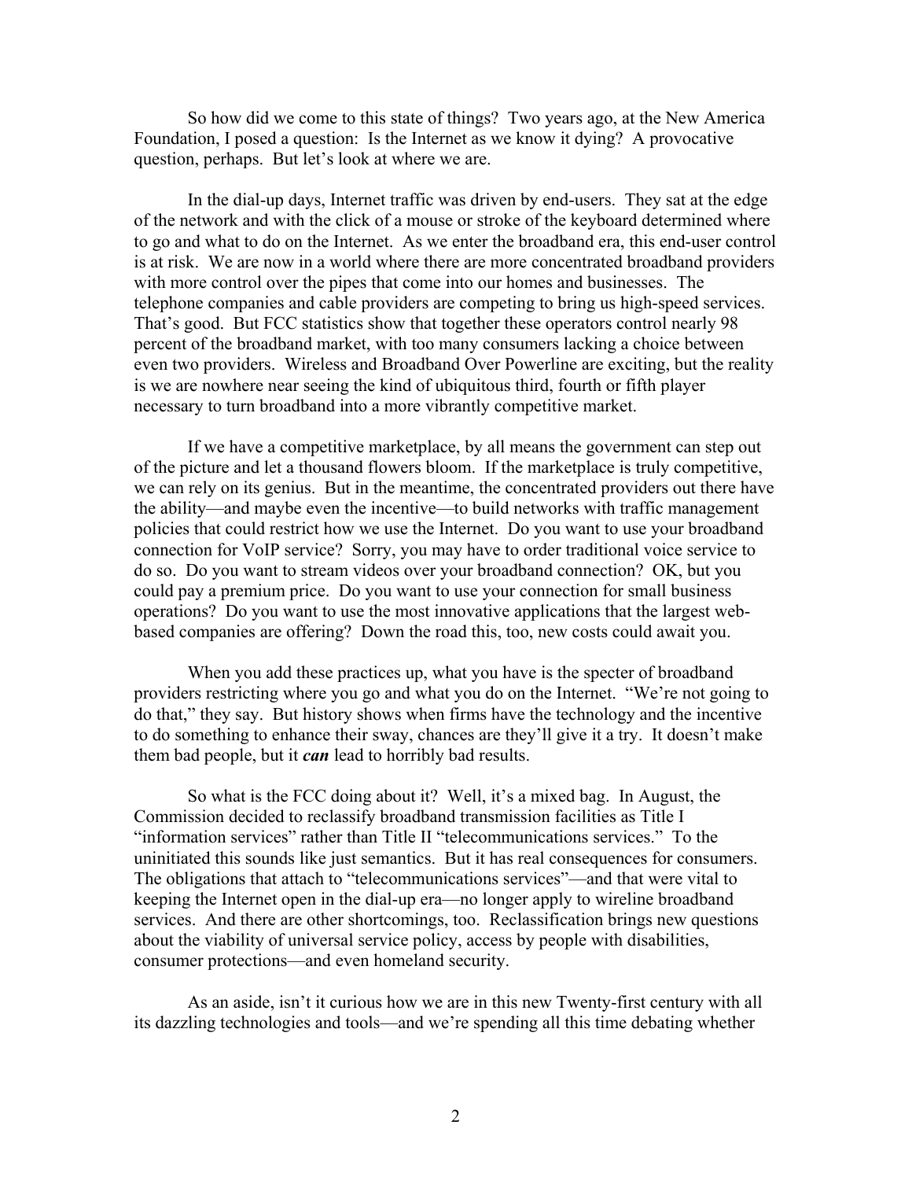So how did we come to this state of things? Two years ago, at the New America Foundation, I posed a question: Is the Internet as we know it dying? A provocative question, perhaps. But let's look at where we are.

In the dial-up days, Internet traffic was driven by end-users. They sat at the edge of the network and with the click of a mouse or stroke of the keyboard determined where to go and what to do on the Internet. As we enter the broadband era, this end-user control is at risk. We are now in a world where there are more concentrated broadband providers with more control over the pipes that come into our homes and businesses. The telephone companies and cable providers are competing to bring us high-speed services. That's good. But FCC statistics show that together these operators control nearly 98 percent of the broadband market, with too many consumers lacking a choice between even two providers. Wireless and Broadband Over Powerline are exciting, but the reality is we are nowhere near seeing the kind of ubiquitous third, fourth or fifth player necessary to turn broadband into a more vibrantly competitive market.

If we have a competitive marketplace, by all means the government can step out of the picture and let a thousand flowers bloom. If the marketplace is truly competitive, we can rely on its genius. But in the meantime, the concentrated providers out there have the ability—and maybe even the incentive—to build networks with traffic management policies that could restrict how we use the Internet. Do you want to use your broadband connection for VoIP service? Sorry, you may have to order traditional voice service to do so. Do you want to stream videos over your broadband connection? OK, but you could pay a premium price. Do you want to use your connection for small business operations? Do you want to use the most innovative applications that the largest web-based companies are offering? Down the road this, too, new costs could await you.

When you add these practices up, what you have is the specter of broadband providers restricting where you go and what you do on the Internet. "We're not going to do that," they say. But history shows when firms have the technology and the incentive to do something to enhance their sway, chances are they'll give it a try. It doesn't make them bad people, but it ***can*** lead to horribly bad results.

So what is the FCC doing about it? Well, it's a mixed bag. In August, the Commission decided to reclassify broadband transmission facilities as Title I "information services" rather than Title II "telecommunications services." To the uninitiated this sounds like just semantics. But it has real consequences for consumers. The obligations that attach to "telecommunications services"—and that were vital to keeping the Internet open in the dial-up era—no longer apply to wireline broadband services. And there are other shortcomings, too. Reclassification brings new questions about the viability of universal service policy, access by people with disabilities, consumer protections—and even homeland security.

As an aside, isn't it curious how we are in this new Twenty-first century with all its dazzling technologies and tools—and we're spending all this time debating whether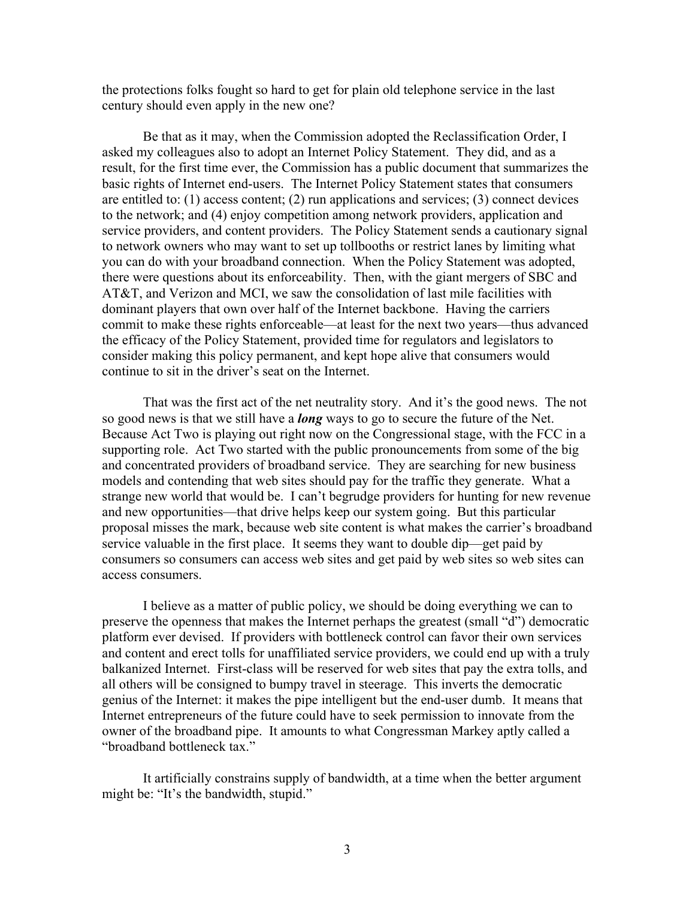the protections folks fought so hard to get for plain old telephone service in the last century should even apply in the new one?

Be that as it may, when the Commission adopted the Reclassification Order, I asked my colleagues also to adopt an Internet Policy Statement. They did, and as a result, for the first time ever, the Commission has a public document that summarizes the basic rights of Internet end-users. The Internet Policy Statement states that consumers are entitled to: (1) access content; (2) run applications and services; (3) connect devices to the network; and (4) enjoy competition among network providers, application and service providers, and content providers. The Policy Statement sends a cautionary signal to network owners who may want to set up tollbooths or restrict lanes by limiting what you can do with your broadband connection. When the Policy Statement was adopted, there were questions about its enforceability. Then, with the giant mergers of SBC and AT&T, and Verizon and MCI, we saw the consolidation of last mile facilities with dominant players that own over half of the Internet backbone. Having the carriers commit to make these rights enforceable—at least for the next two years—thus advanced the efficacy of the Policy Statement, provided time for regulators and legislators to consider making this policy permanent, and kept hope alive that consumers would continue to sit in the driver's seat on the Internet.

That was the first act of the net neutrality story. And it's the good news. The not so good news is that we still have a ***long*** ways to go to secure the future of the Net. Because Act Two is playing out right now on the Congressional stage, with the FCC in a supporting role. Act Two started with the public pronouncements from some of the big and concentrated providers of broadband service. They are searching for new business models and contending that web sites should pay for the traffic they generate. What a strange new world that would be. I can't begrudge providers for hunting for new revenue and new opportunities—that drive helps keep our system going. But this particular proposal misses the mark, because web site content is what makes the carrier's broadband service valuable in the first place. It seems they want to double dip—get paid by consumers so consumers can access web sites and get paid by web sites so web sites can access consumers.

I believe as a matter of public policy, we should be doing everything we can to preserve the openness that makes the Internet perhaps the greatest (small "d") democratic platform ever devised. If providers with bottleneck control can favor their own services and content and erect tolls for unaffiliated service providers, we could end up with a truly balkanized Internet. First-class will be reserved for web sites that pay the extra tolls, and all others will be consigned to bumpy travel in steerage. This inverts the democratic genius of the Internet: it makes the pipe intelligent but the end-user dumb. It means that Internet entrepreneurs of the future could have to seek permission to innovate from the owner of the broadband pipe. It amounts to what Congressman Markey aptly called a "broadband bottleneck tax."

It artificially constrains supply of bandwidth, at a time when the better argument might be: "It's the bandwidth, stupid."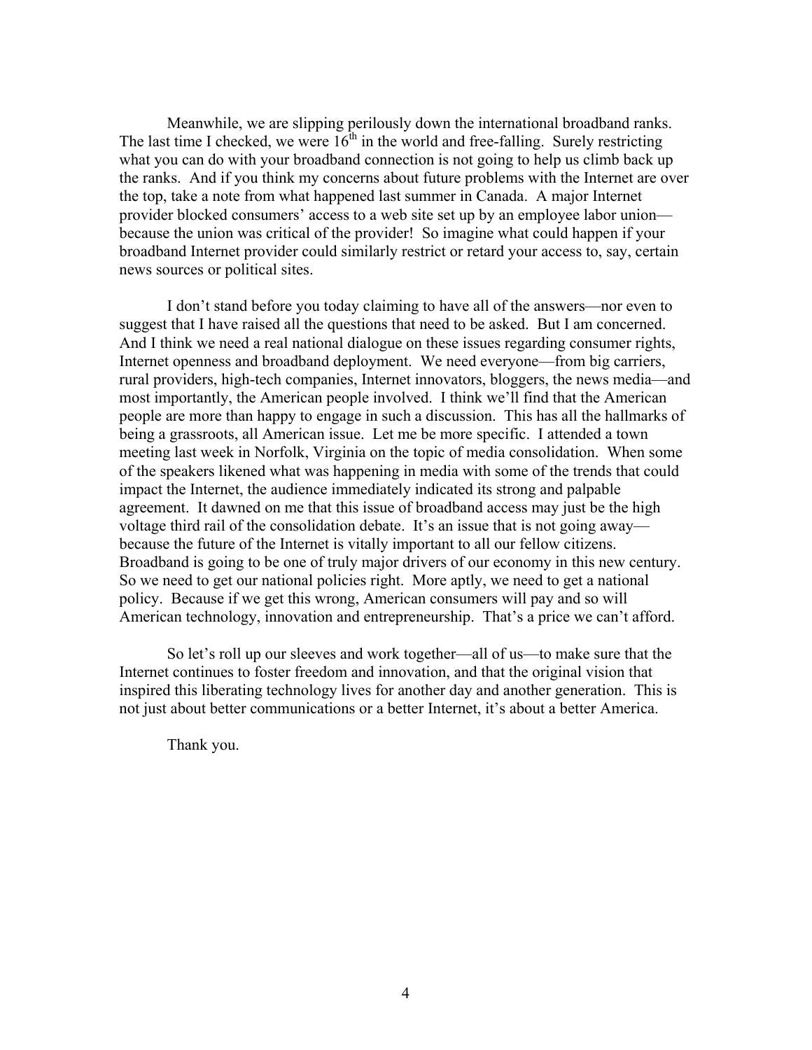Meanwhile, we are slipping perilously down the international broadband ranks. The last time I checked, we were 16th in the world and free-falling. Surely restricting what you can do with your broadband connection is not going to help us climb back up the ranks. And if you think my concerns about future problems with the Internet are over the top, take a note from what happened last summer in Canada. A major Internet provider blocked consumers' access to a web site set up by an employee labor union—because the union was critical of the provider! So imagine what could happen if your broadband Internet provider could similarly restrict or retard your access to, say, certain news sources or political sites.

I don't stand before you today claiming to have all of the answers—nor even to suggest that I have raised all the questions that need to be asked. But I am concerned. And I think we need a real national dialogue on these issues regarding consumer rights, Internet openness and broadband deployment. We need everyone—from big carriers, rural providers, high-tech companies, Internet innovators, bloggers, the news media—and most importantly, the American people involved. I think we'll find that the American people are more than happy to engage in such a discussion. This has all the hallmarks of being a grassroots, all American issue. Let me be more specific. I attended a town meeting last week in Norfolk, Virginia on the topic of media consolidation. When some of the speakers likened what was happening in media with some of the trends that could impact the Internet, the audience immediately indicated its strong and palpable agreement. It dawned on me that this issue of broadband access may just be the high voltage third rail of the consolidation debate. It's an issue that is not going away—because the future of the Internet is vitally important to all our fellow citizens. Broadband is going to be one of truly major drivers of our economy in this new century. So we need to get our national policies right. More aptly, we need to get a national policy. Because if we get this wrong, American consumers will pay and so will American technology, innovation and entrepreneurship. That's a price we can't afford.

So let's roll up our sleeves and work together—all of us—to make sure that the Internet continues to foster freedom and innovation, and that the original vision that inspired this liberating technology lives for another day and another generation. This is not just about better communications or a better Internet, it's about a better America.

Thank you.